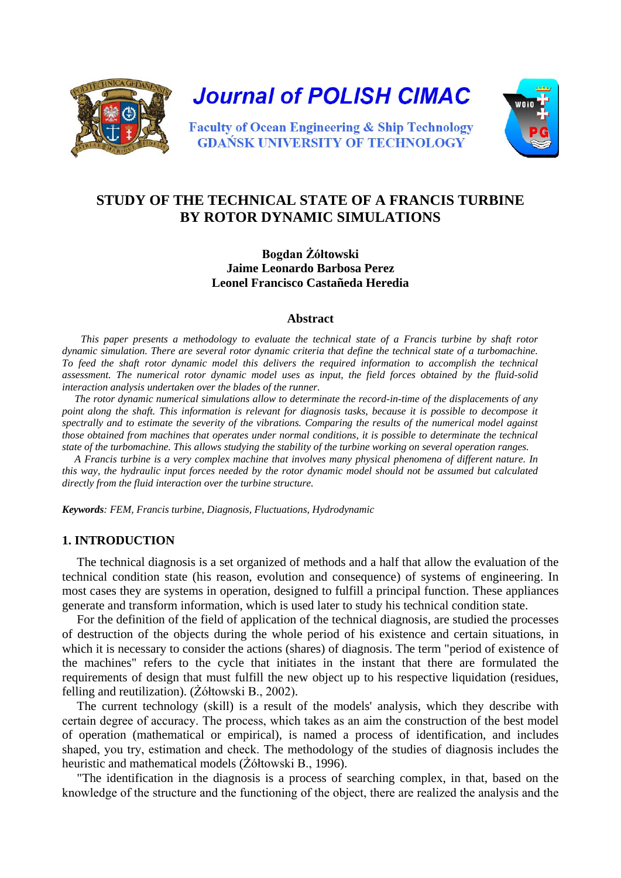Journal of POLISH CIMAC

Faculty of Ocean Engineering & Ship Technology
GDAŃSK UNIVERSITY OF TECHNOLOGY

# STUDY OF THE TECHNICAL STATE OF A FRANCIS TURBINE BY ROTOR DYNAMIC SIMULATIONS

**Bogdan Żółtowski**
**Jaime Leonardo Barbosa Perez**
**Leonel Francisco Castañeda Heredia**

## Abstract

*This paper presents a methodology to evaluate the technical state of a Francis turbine by shaft rotor dynamic simulation. There are several rotor dynamic criteria that define the technical state of a turbomachine. To feed the shaft rotor dynamic model this delivers the required information to accomplish the technical assessment. The numerical rotor dynamic model uses as input, the field forces obtained by the fluid-solid interaction analysis undertaken over the blades of the runner.*

*The rotor dynamic numerical simulations allow to determinate the record-in-time of the displacements of any point along the shaft. This information is relevant for diagnosis tasks, because it is possible to decompose it spectrally and to estimate the severity of the vibrations. Comparing the results of the numerical model against those obtained from machines that operates under normal conditions, it is possible to determinate the technical state of the turbomachine. This allows studying the stability of the turbine working on several operation ranges.*

*A Francis turbine is a very complex machine that involves many physical phenomena of different nature. In this way, the hydraulic input forces needed by the rotor dynamic model should not be assumed but calculated directly from the fluid interaction over the turbine structure.*

***Keywords**: FEM, Francis turbine, Diagnosis, Fluctuations, Hydrodynamic*

## 1. INTRODUCTION

The technical diagnosis is a set organized of methods and a half that allow the evaluation of the technical condition state (his reason, evolution and consequence) of systems of engineering. In most cases they are systems in operation, designed to fulfill a principal function. These appliances generate and transform information, which is used later to study his technical condition state.

For the definition of the field of application of the technical diagnosis, are studied the processes of destruction of the objects during the whole period of his existence and certain situations, in which it is necessary to consider the actions (shares) of diagnosis. The term "period of existence of the machines" refers to the cycle that initiates in the instant that there are formulated the requirements of design that must fulfill the new object up to his respective liquidation (residues, felling and reutilization). (Żółtowski B., 2002).

The current technology (skill) is a result of the models' analysis, which they describe with certain degree of accuracy. The process, which takes as an aim the construction of the best model of operation (mathematical or empirical), is named a process of identification, and includes shaped, you try, estimation and check. The methodology of the studies of diagnosis includes the heuristic and mathematical models (Żółtowski B., 1996).

"The identification in the diagnosis is a process of searching complex, in that, based on the knowledge of the structure and the functioning of the object, there are realized the analysis and the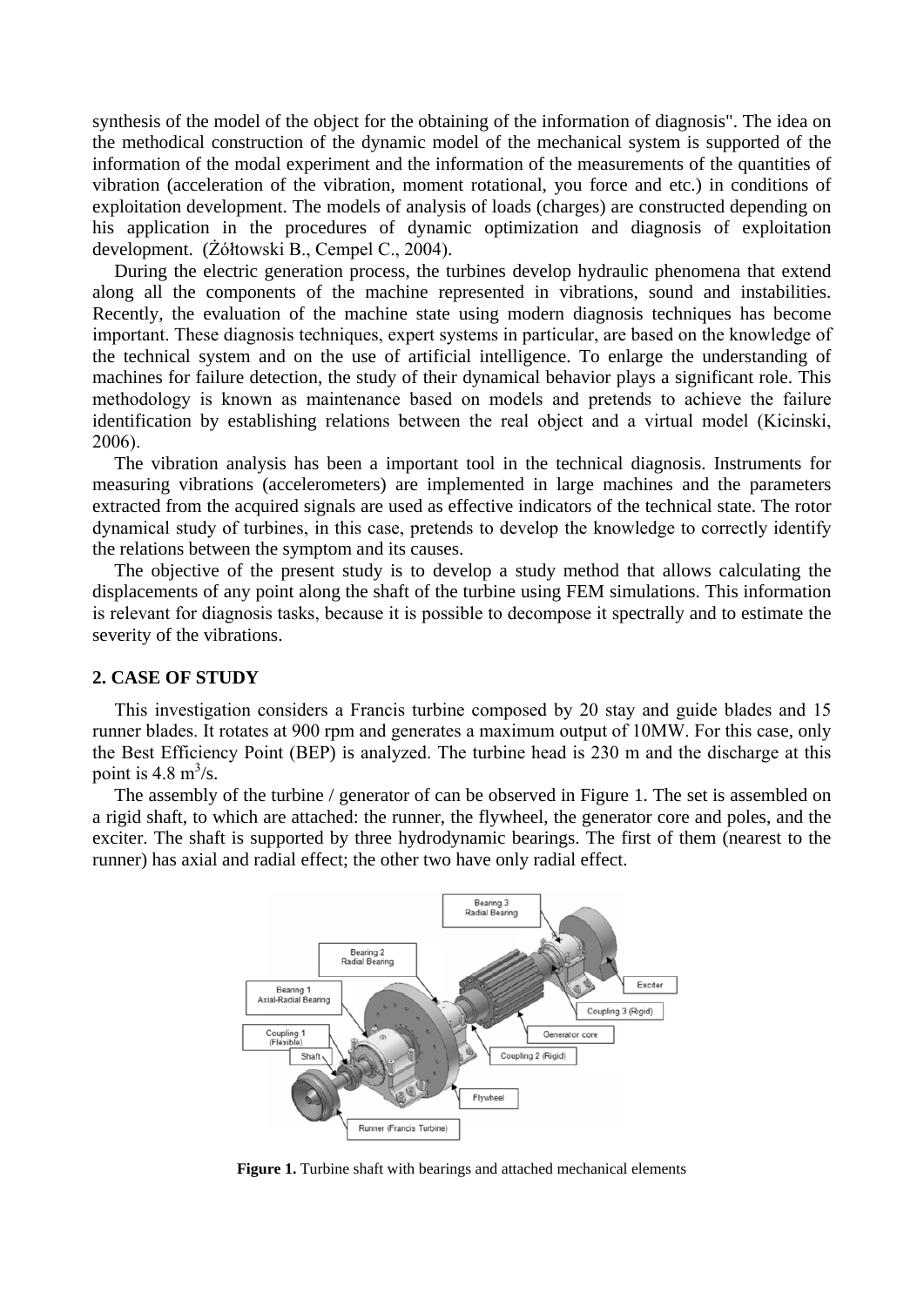synthesis of the model of the object for the obtaining of the information of diagnosis". The idea on the methodical construction of the dynamic model of the mechanical system is supported of the information of the modal experiment and the information of the measurements of the quantities of vibration (acceleration of the vibration, moment rotational, you force and etc.) in conditions of exploitation development. The models of analysis of loads (charges) are constructed depending on his application in the procedures of dynamic optimization and diagnosis of exploitation development. (Żółtowski B., Cempel C., 2004).

During the electric generation process, the turbines develop hydraulic phenomena that extend along all the components of the machine represented in vibrations, sound and instabilities. Recently, the evaluation of the machine state using modern diagnosis techniques has become important. These diagnosis techniques, expert systems in particular, are based on the knowledge of the technical system and on the use of artificial intelligence. To enlarge the understanding of machines for failure detection, the study of their dynamical behavior plays a significant role. This methodology is known as maintenance based on models and pretends to achieve the failure identification by establishing relations between the real object and a virtual model (Kicinski, 2006).

The vibration analysis has been a important tool in the technical diagnosis. Instruments for measuring vibrations (accelerometers) are implemented in large machines and the parameters extracted from the acquired signals are used as effective indicators of the technical state. The rotor dynamical study of turbines, in this case, pretends to develop the knowledge to correctly identify the relations between the symptom and its causes.

The objective of the present study is to develop a study method that allows calculating the displacements of any point along the shaft of the turbine using FEM simulations. This information is relevant for diagnosis tasks, because it is possible to decompose it spectrally and to estimate the severity of the vibrations.

## 2. CASE OF STUDY

This investigation considers a Francis turbine composed by 20 stay and guide blades and 15 runner blades. It rotates at 900 rpm and generates a maximum output of 10MW. For this case, only the Best Efficiency Point (BEP) is analyzed. The turbine head is 230 m and the discharge at this point is 4.8 $m^3$/s.

The assembly of the turbine / generator of can be observed in Figure 1. The set is assembled on a rigid shaft, to which are attached: the runner, the flywheel, the generator core and poles, and the exciter. The shaft is supported by three hydrodynamic bearings. The first of them (nearest to the runner) has axial and radial effect; the other two have only radial effect.

**Figure 1.** Turbine shaft with bearings and attached mechanical elements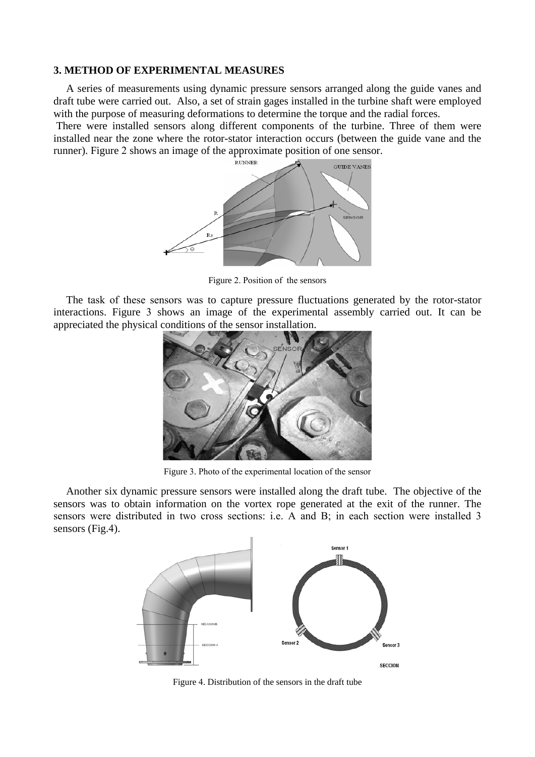## 3. METHOD OF EXPERIMENTAL MEASURES

A series of measurements using dynamic pressure sensors arranged along the guide vanes and draft tube were carried out. Also, a set of strain gages installed in the turbine shaft were employed with the purpose of measuring deformations to determine the torque and the radial forces.

There were installed sensors along different components of the turbine. Three of them were installed near the zone where the rotor-stator interaction occurs (between the guide vane and the runner). Figure 2 shows an image of the approximate position of one sensor.

Figure 2. Position of the sensors

The task of these sensors was to capture pressure fluctuations generated by the rotor-stator interactions. Figure 3 shows an image of the experimental assembly carried out. It can be appreciated the physical conditions of the sensor installation.

Figure 3. Photo of the experimental location of the sensor

Another six dynamic pressure sensors were installed along the draft tube. The objective of the sensors was to obtain information on the vortex rope generated at the exit of the runner. The sensors were distributed in two cross sections: i.e. A and B; in each section were installed 3 sensors (Fig.4).

Figure 4. Distribution of the sensors in the draft tube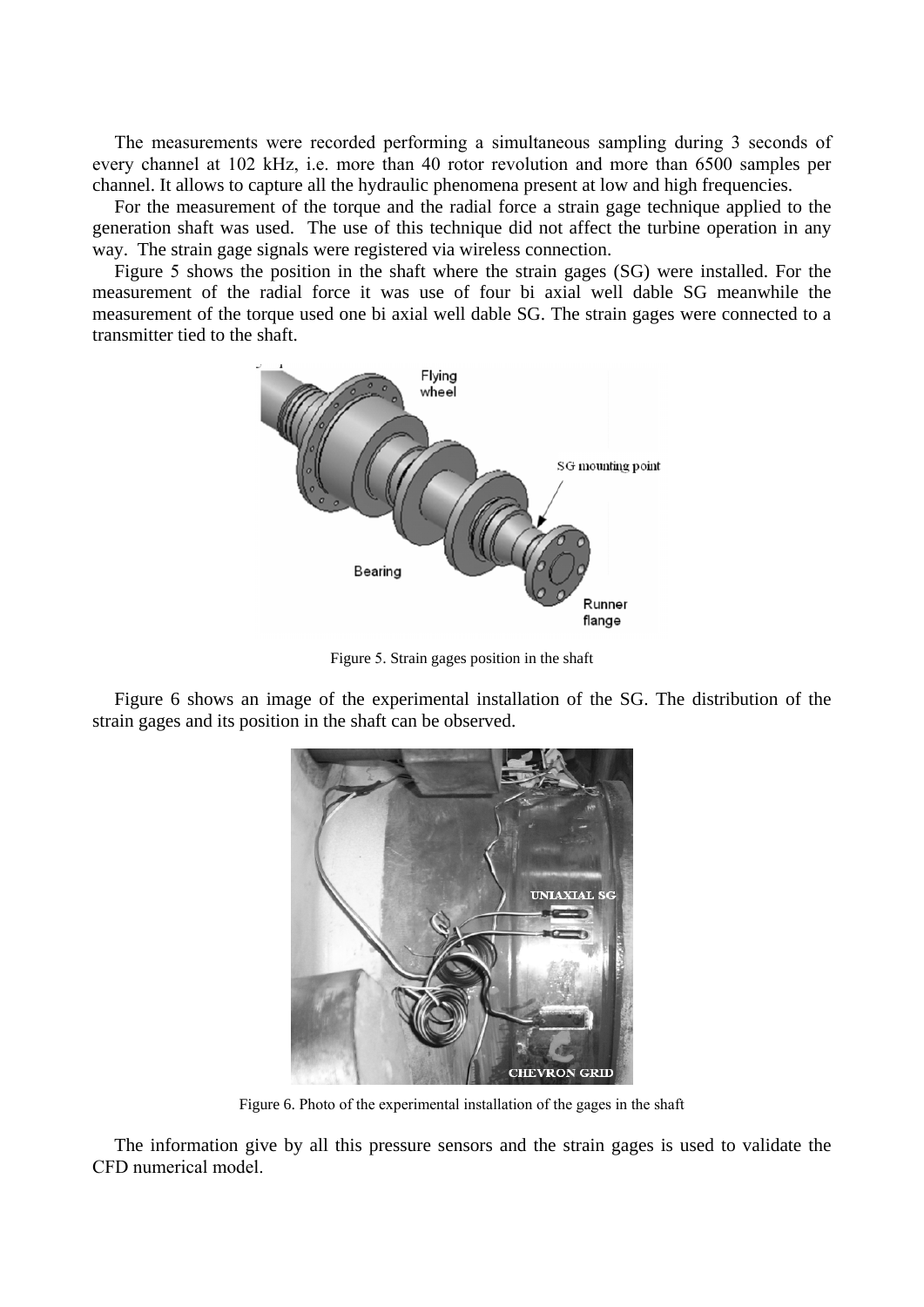The measurements were recorded performing a simultaneous sampling during 3 seconds of every channel at 102 kHz, i.e. more than 40 rotor revolution and more than 6500 samples per channel. It allows to capture all the hydraulic phenomena present at low and high frequencies.

For the measurement of the torque and the radial force a strain gage technique applied to the generation shaft was used. The use of this technique did not affect the turbine operation in any way. The strain gage signals were registered via wireless connection.

Figure 5 shows the position in the shaft where the strain gages (SG) were installed. For the measurement of the radial force it was use of four bi axial well dable SG meanwhile the measurement of the torque used one bi axial well dable SG. The strain gages were connected to a transmitter tied to the shaft.

Figure 5. Strain gages position in the shaft

Figure 6 shows an image of the experimental installation of the SG. The distribution of the strain gages and its position in the shaft can be observed.

Figure 6. Photo of the experimental installation of the gages in the shaft

The information give by all this pressure sensors and the strain gages is used to validate the CFD numerical model.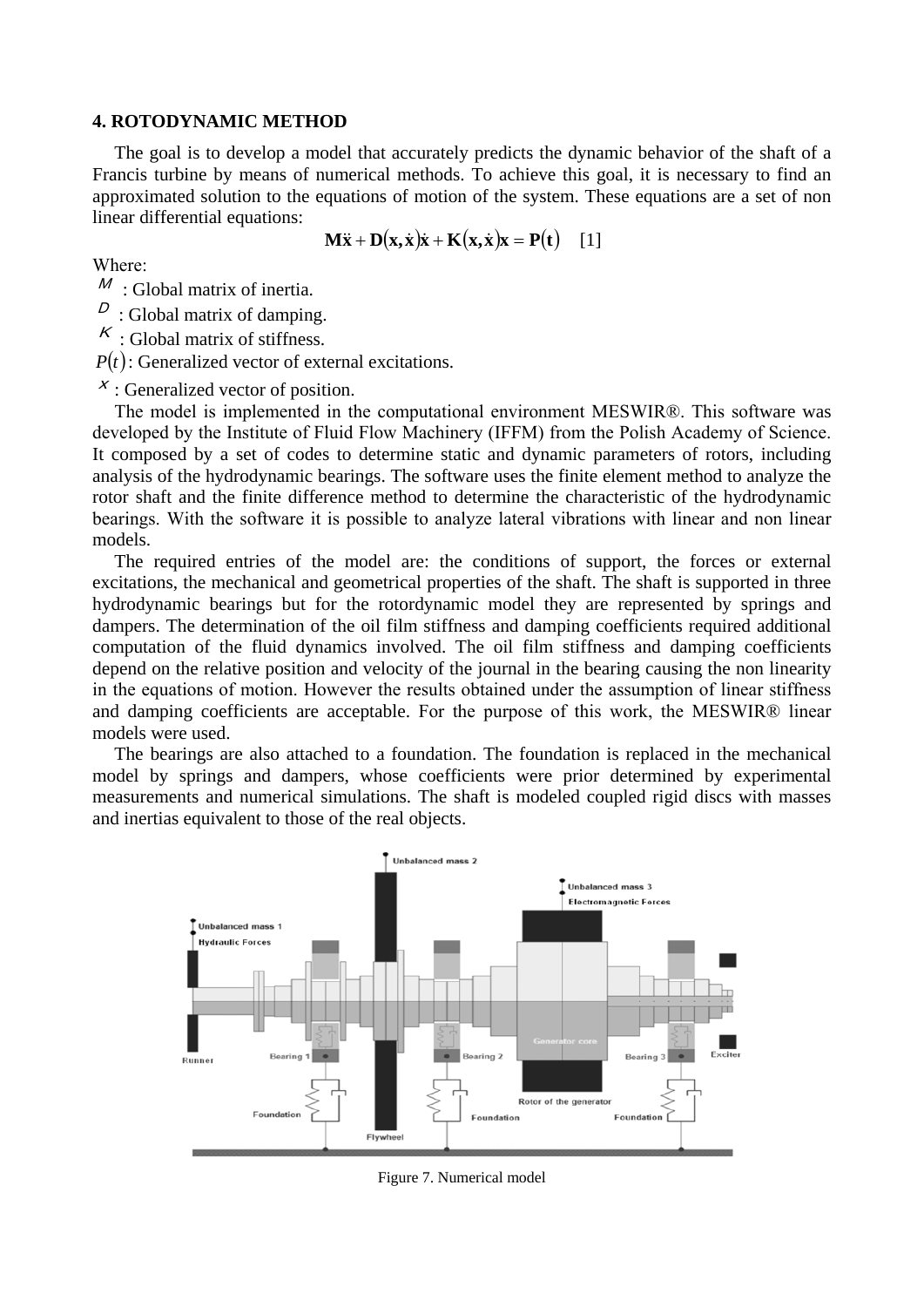### 4. ROTODYNAMIC METHOD

The goal is to develop a model that accurately predicts the dynamic behavior of the shaft of a Francis turbine by means of numerical methods. To achieve this goal, it is necessary to find an approximated solution to the equations of motion of the system. These equations are a set of non linear differential equations:

$$\mathbf{M}\ddot{\mathbf{x}} + \mathbf{D}(\mathbf{x},\dot{\mathbf{x}})\dot{\mathbf{x}} + \mathbf{K}(\mathbf{x},\dot{\mathbf{x}})\mathbf{x} = \mathbf{P}(\mathbf{t}) \quad [1]$$

Where:

$M$ : Global matrix of inertia.

$D$ : Global matrix of damping.

$K$ : Global matrix of stiffness.

$P(t)$: Generalized vector of external excitations.

$x$ : Generalized vector of position.

The model is implemented in the computational environment MESWIR®. This software was developed by the Institute of Fluid Flow Machinery (IFFM) from the Polish Academy of Science. It composed by a set of codes to determine static and dynamic parameters of rotors, including analysis of the hydrodynamic bearings. The software uses the finite element method to analyze the rotor shaft and the finite difference method to determine the characteristic of the hydrodynamic bearings. With the software it is possible to analyze lateral vibrations with linear and non linear models.

The required entries of the model are: the conditions of support, the forces or external excitations, the mechanical and geometrical properties of the shaft. The shaft is supported in three hydrodynamic bearings but for the rotordynamic model they are represented by springs and dampers. The determination of the oil film stiffness and damping coefficients required additional computation of the fluid dynamics involved. The oil film stiffness and damping coefficients depend on the relative position and velocity of the journal in the bearing causing the non linearity in the equations of motion. However the results obtained under the assumption of linear stiffness and damping coefficients are acceptable. For the purpose of this work, the MESWIR® linear models were used.

The bearings are also attached to a foundation. The foundation is replaced in the mechanical model by springs and dampers, whose coefficients were prior determined by experimental measurements and numerical simulations. The shaft is modeled coupled rigid discs with masses and inertias equivalent to those of the real objects.

Figure 7. Numerical model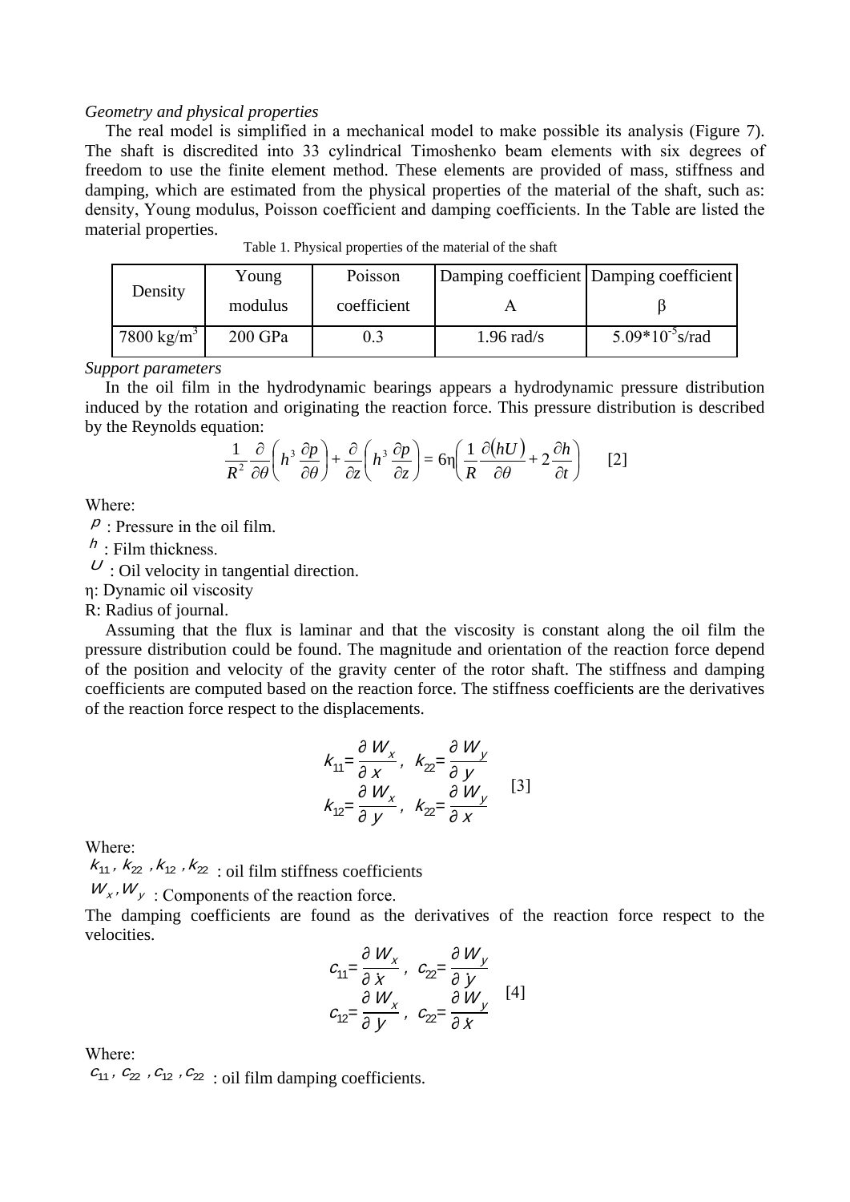*Geometry and physical properties*

The real model is simplified in a mechanical model to make possible its analysis (Figure 7). The shaft is discredited into 33 cylindrical Timoshenko beam elements with six degrees of freedom to use the finite element method. These elements are provided of mass, stiffness and damping, which are estimated from the physical properties of the material of the shaft, such as: density, Young modulus, Poisson coefficient and damping coefficients. In the Table are listed the material properties.

Table 1. Physical properties of the material of the shaft

| Density | Young modulus | Poisson coefficient | Damping coefficient A | Damping coefficient β |
|---|---|---|---|---|
| 7800 kg/m$^3$ | 200 GPa | 0.3 | 1.96 rad/s | 5.09*10$^{-5}$s/rad |

*Support parameters*

In the oil film in the hydrodynamic bearings appears a hydrodynamic pressure distribution induced by the rotation and originating the reaction force. This pressure distribution is described by the Reynolds equation:

$$\frac{1}{R^2}\frac{\partial}{\partial\theta}\left(h^3\frac{\partial p}{\partial\theta}\right)+\frac{\partial}{\partial z}\left(h^3\frac{\partial p}{\partial z}\right)=6\eta\left(\frac{1}{R}\frac{\partial(hU)}{\partial\theta}+2\frac{\partial h}{\partial t}\right) \quad [2]$$

Where:

$p$ : Pressure in the oil film.

$h$ : Film thickness.

$U$ : Oil velocity in tangential direction.

η: Dynamic oil viscosity

R: Radius of journal.

Assuming that the flux is laminar and that the viscosity is constant along the oil film the pressure distribution could be found. The magnitude and orientation of the reaction force depend of the position and velocity of the gravity center of the rotor shaft. The stiffness and damping coefficients are computed based on the reaction force. The stiffness coefficients are the derivatives of the reaction force respect to the displacements.

$$k_{11}=\frac{\partial W_x}{\partial x}, \quad k_{22}=\frac{\partial W_y}{\partial y}$$
$$k_{12}=\frac{\partial W_x}{\partial y}, \quad k_{22}=\frac{\partial W_y}{\partial x} \quad [3]$$

Where:

$k_{11}, k_{22}, k_{12}, k_{22}$ : oil film stiffness coefficients

$W_x, W_y$ : Components of the reaction force.

The damping coefficients are found as the derivatives of the reaction force respect to the velocities.

$$c_{11}=\frac{\partial W_x}{\partial \dot{x}}, \quad c_{22}=\frac{\partial W_y}{\partial \dot{y}}$$
$$c_{12}=\frac{\partial W_x}{\partial y}, \quad c_{22}=\frac{\partial W_y}{\partial x} \quad [4]$$

Where:

$c_{11}, c_{22}, c_{12}, c_{22}$ : oil film damping coefficients.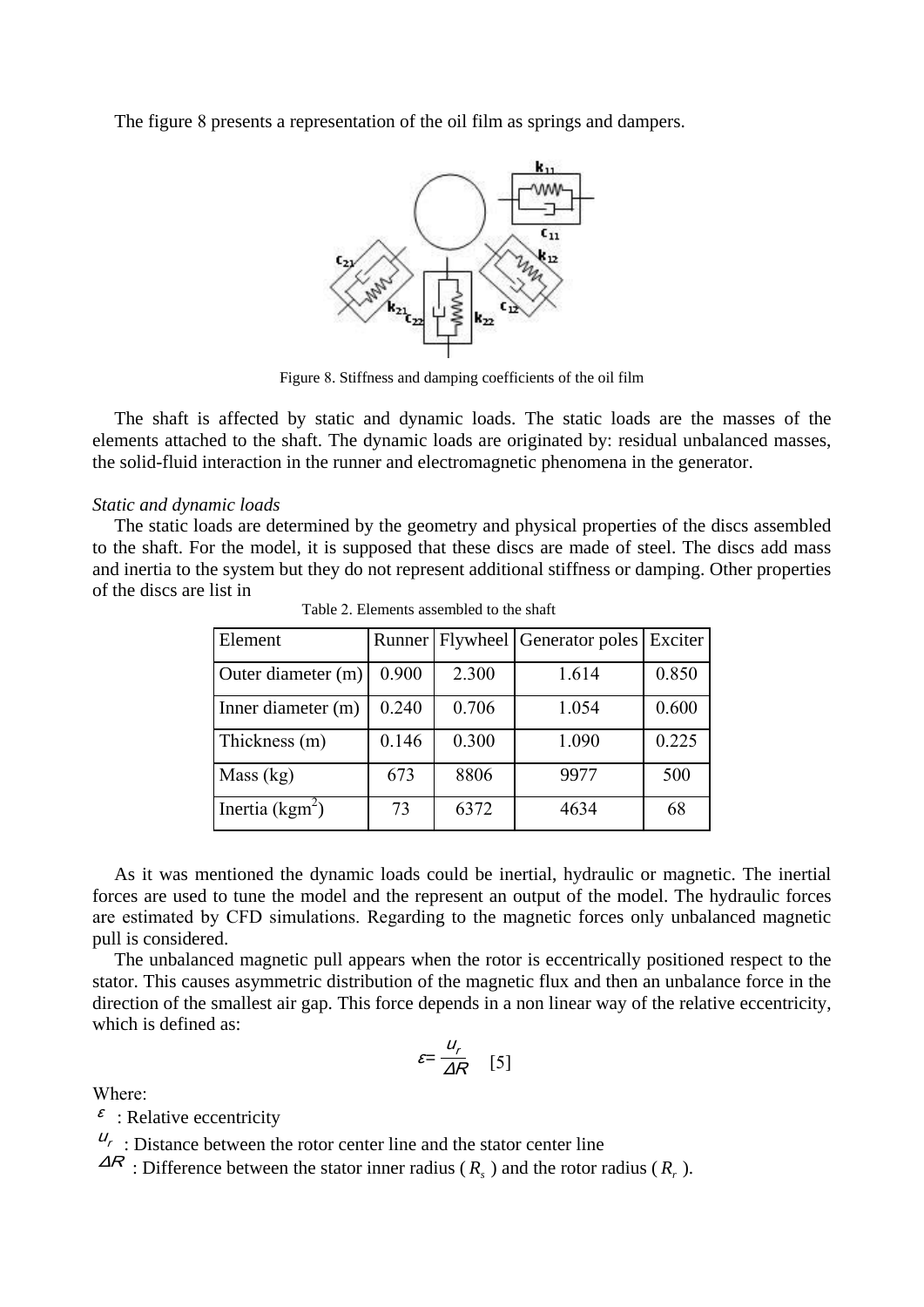The figure 8 presents a representation of the oil film as springs and dampers.

Figure 8. Stiffness and damping coefficients of the oil film

The shaft is affected by static and dynamic loads. The static loads are the masses of the elements attached to the shaft. The dynamic loads are originated by: residual unbalanced masses, the solid-fluid interaction in the runner and electromagnetic phenomena in the generator.

*Static and dynamic loads*

The static loads are determined by the geometry and physical properties of the discs assembled to the shaft. For the model, it is supposed that these discs are made of steel. The discs add mass and inertia to the system but they do not represent additional stiffness or damping. Other properties of the discs are list in

Table 2. Elements assembled to the shaft

| Element | Runner | Flywheel | Generator poles | Exciter |
|---|---|---|---|---|
| Outer diameter (m) | 0.900 | 2.300 | 1.614 | 0.850 |
| Inner diameter (m) | 0.240 | 0.706 | 1.054 | 0.600 |
| Thickness (m) | 0.146 | 0.300 | 1.090 | 0.225 |
| Mass (kg) | 673 | 8806 | 9977 | 500 |
| Inertia (kgm$^2$) | 73 | 6372 | 4634 | 68 |

As it was mentioned the dynamic loads could be inertial, hydraulic or magnetic. The inertial forces are used to tune the model and the represent an output of the model. The hydraulic forces are estimated by CFD simulations. Regarding to the magnetic forces only unbalanced magnetic pull is considered.

The unbalanced magnetic pull appears when the rotor is eccentrically positioned respect to the stator. This causes asymmetric distribution of the magnetic flux and then an unbalance force in the direction of the smallest air gap. This force depends in a non linear way of the relative eccentricity, which is defined as:

$$\varepsilon = \frac{u_r}{\Delta R} \quad [5]$$

Where:

$\varepsilon$ : Relative eccentricity

$u_r$ : Distance between the rotor center line and the stator center line

$\Delta R$ : Difference between the stator inner radius ($R_s$) and the rotor radius ($R_r$).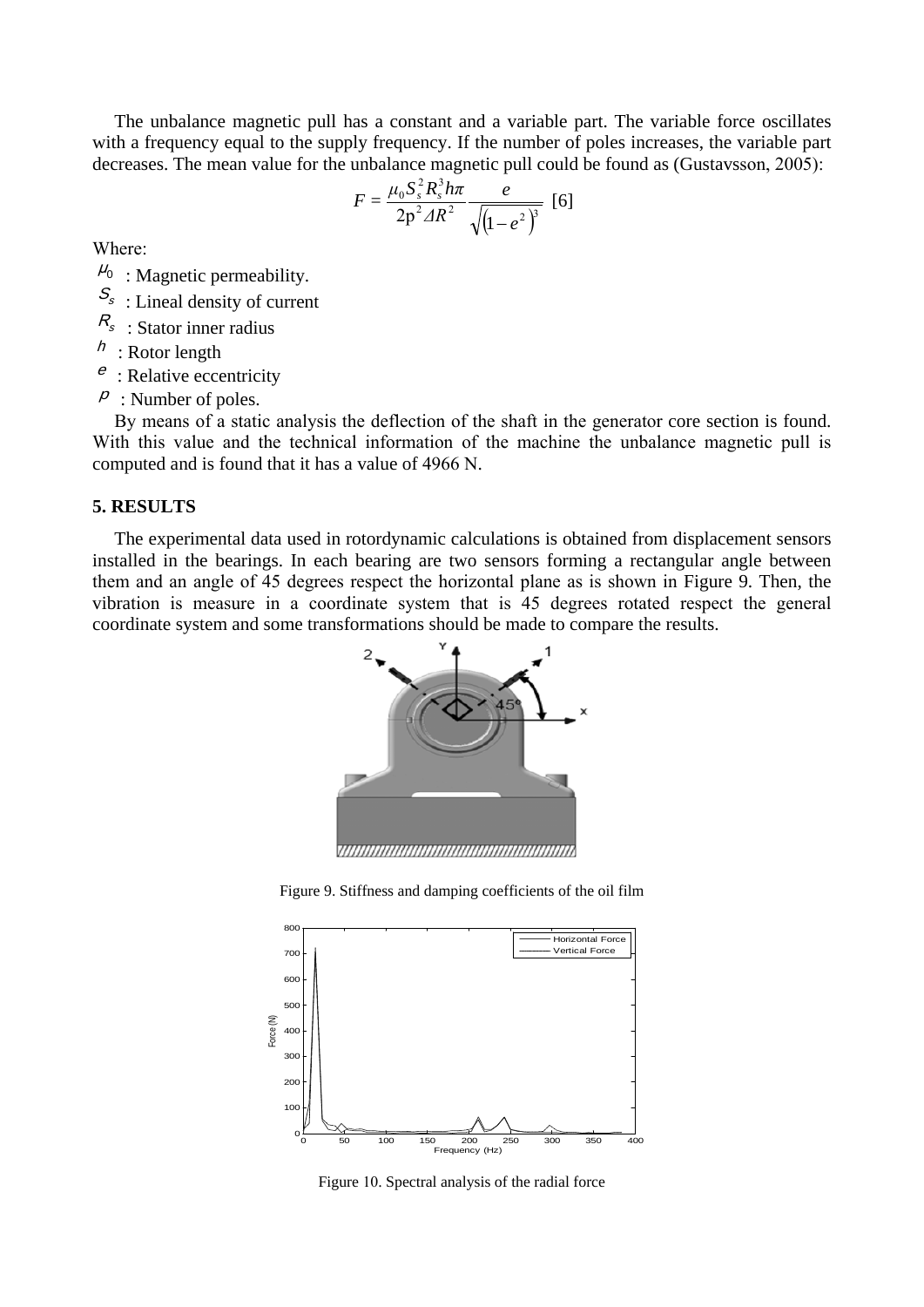The unbalance magnetic pull has a constant and a variable part. The variable force oscillates with a frequency equal to the supply frequency. If the number of poles increases, the variable part decreases. The mean value for the unbalance magnetic pull could be found as (Gustavsson, 2005):

$$F = \frac{\mu_0 S_s^2 R_s^3 h \pi}{2p^2 \Delta R^2} \frac{e}{\sqrt{\left(1-e^2\right)^3}} \quad [6]$$

Where:

$\mu_0$ : Magnetic permeability.
$S_s$ : Lineal density of current
$R_s$ : Stator inner radius
$h$ : Rotor length
$e$ : Relative eccentricity
$p$ : Number of poles.

By means of a static analysis the deflection of the shaft in the generator core section is found. With this value and the technical information of the machine the unbalance magnetic pull is computed and is found that it has a value of 4966 N.

## 5. RESULTS

The experimental data used in rotordynamic calculations is obtained from displacement sensors installed in the bearings. In each bearing are two sensors forming a rectangular angle between them and an angle of 45 degrees respect the horizontal plane as is shown in Figure 9. Then, the vibration is measure in a coordinate system that is 45 degrees rotated respect the general coordinate system and some transformations should be made to compare the results.

Figure 9. Stiffness and damping coefficients of the oil film

Figure 10. Spectral analysis of the radial force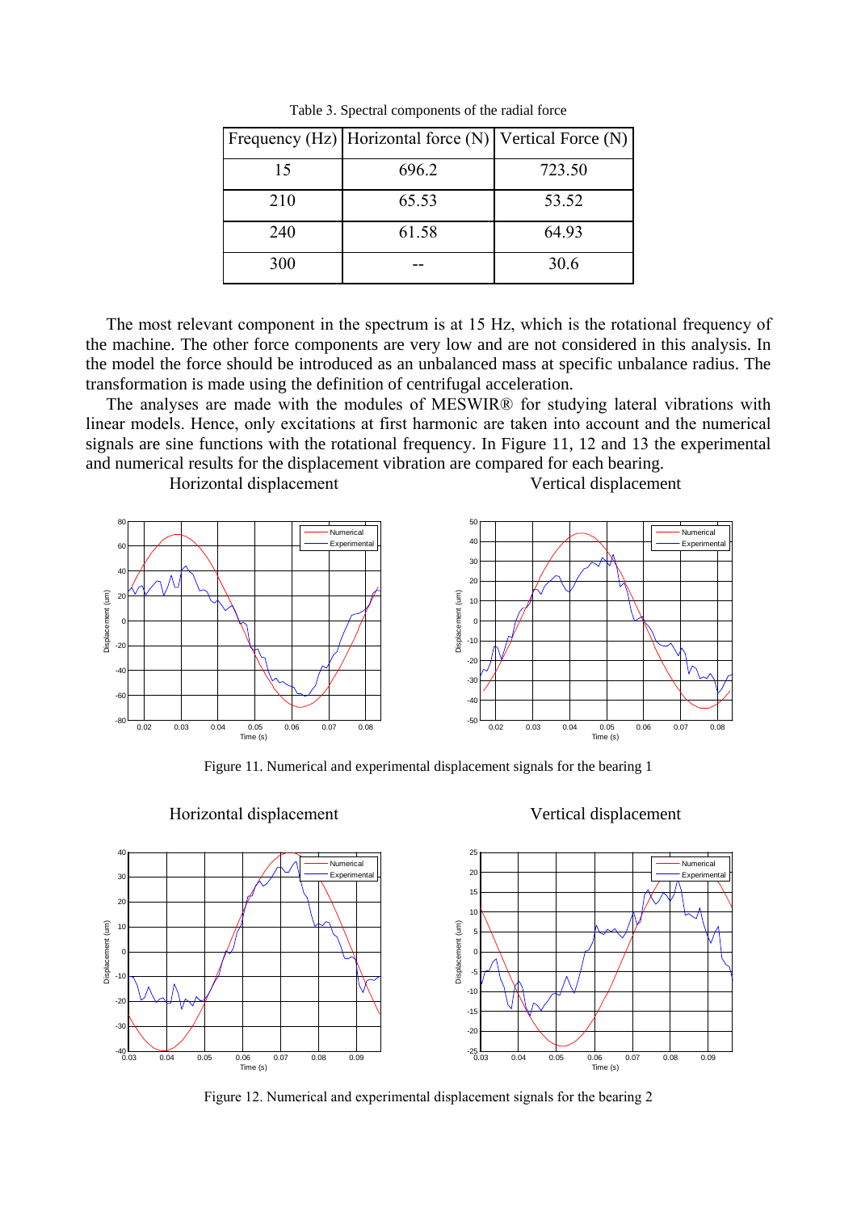Table 3. Spectral components of the radial force

| Frequency (Hz) | Horizontal force (N) | Vertical Force (N) |
|---|---|---|
| 15 | 696.2 | 723.50 |
| 210 | 65.53 | 53.52 |
| 240 | 61.58 | 64.93 |
| 300 | -- | 30.6 |

The most relevant component in the spectrum is at 15 Hz, which is the rotational frequency of the machine. The other force components are very low and are not considered in this analysis. In the model the force should be introduced as an unbalanced mass at specific unbalance radius. The transformation is made using the definition of centrifugal acceleration.

The analyses are made with the modules of MESWIR® for studying lateral vibrations with linear models. Hence, only excitations at first harmonic are taken into account and the numerical signals are sine functions with the rotational frequency. In Figure 11, 12 and 13 the experimental and numerical results for the displacement vibration are compared for each bearing.

Horizontal displacement Vertical displacement

Figure 11. Numerical and experimental displacement signals for the bearing 1

Horizontal displacement Vertical displacement

Figure 12. Numerical and experimental displacement signals for the bearing 2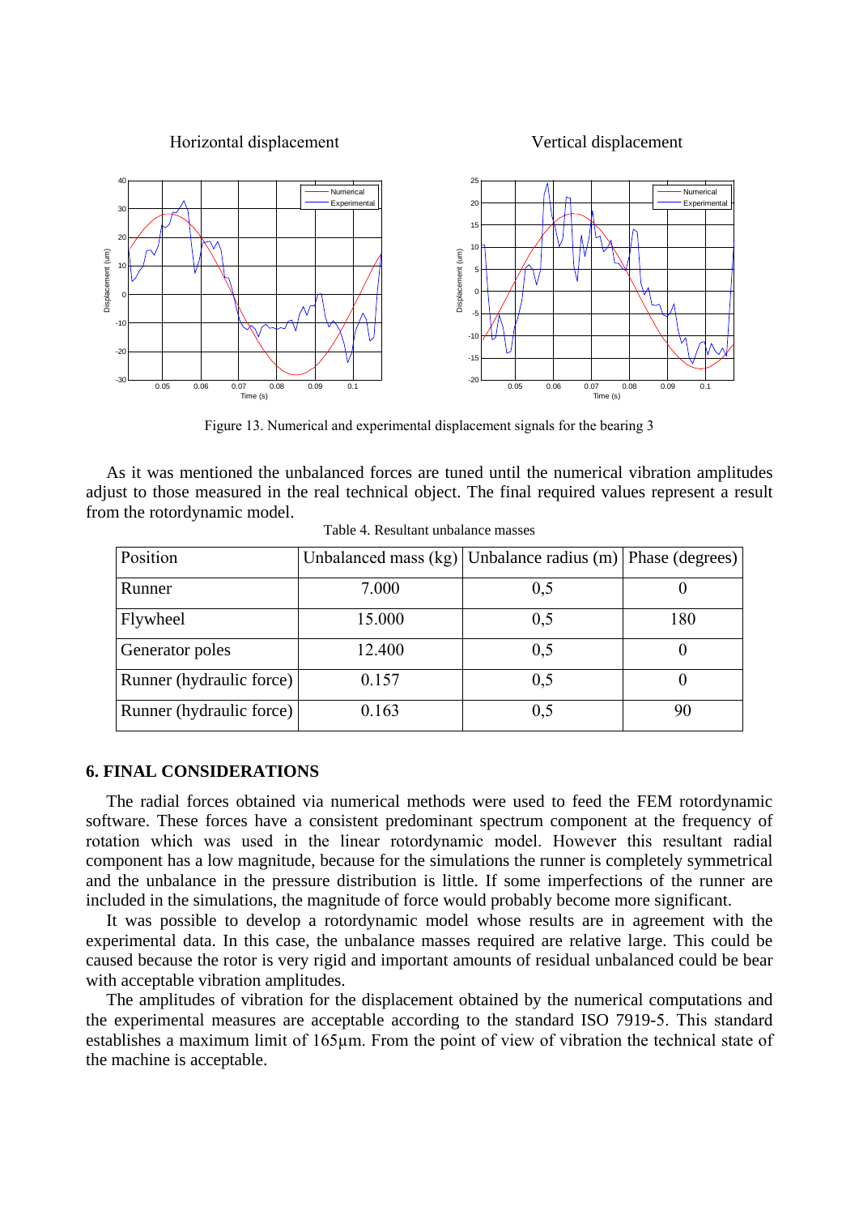Horizontal displacement

Vertical displacement

Figure 13. Numerical and experimental displacement signals for the bearing 3

As it was mentioned the unbalanced forces are tuned until the numerical vibration amplitudes adjust to those measured in the real technical object. The final required values represent a result from the rotordynamic model.

Table 4. Resultant unbalance masses

| Position | Unbalanced mass (kg) | Unbalance radius (m) | Phase (degrees) |
|---|---|---|---|
| Runner | 7.000 | 0,5 | 0 |
| Flywheel | 15.000 | 0,5 | 180 |
| Generator poles | 12.400 | 0,5 | 0 |
| Runner (hydraulic force) | 0.157 | 0,5 | 0 |
| Runner (hydraulic force) | 0.163 | 0,5 | 90 |

## 6. FINAL CONSIDERATIONS

The radial forces obtained via numerical methods were used to feed the FEM rotordynamic software. These forces have a consistent predominant spectrum component at the frequency of rotation which was used in the linear rotordynamic model. However this resultant radial component has a low magnitude, because for the simulations the runner is completely symmetrical and the unbalance in the pressure distribution is little. If some imperfections of the runner are included in the simulations, the magnitude of force would probably become more significant.

It was possible to develop a rotordynamic model whose results are in agreement with the experimental data. In this case, the unbalance masses required are relative large. This could be caused because the rotor is very rigid and important amounts of residual unbalanced could be bear with acceptable vibration amplitudes.

The amplitudes of vibration for the displacement obtained by the numerical computations and the experimental measures are acceptable according to the standard ISO 7919-5. This standard establishes a maximum limit of 165µm. From the point of view of vibration the technical state of the machine is acceptable.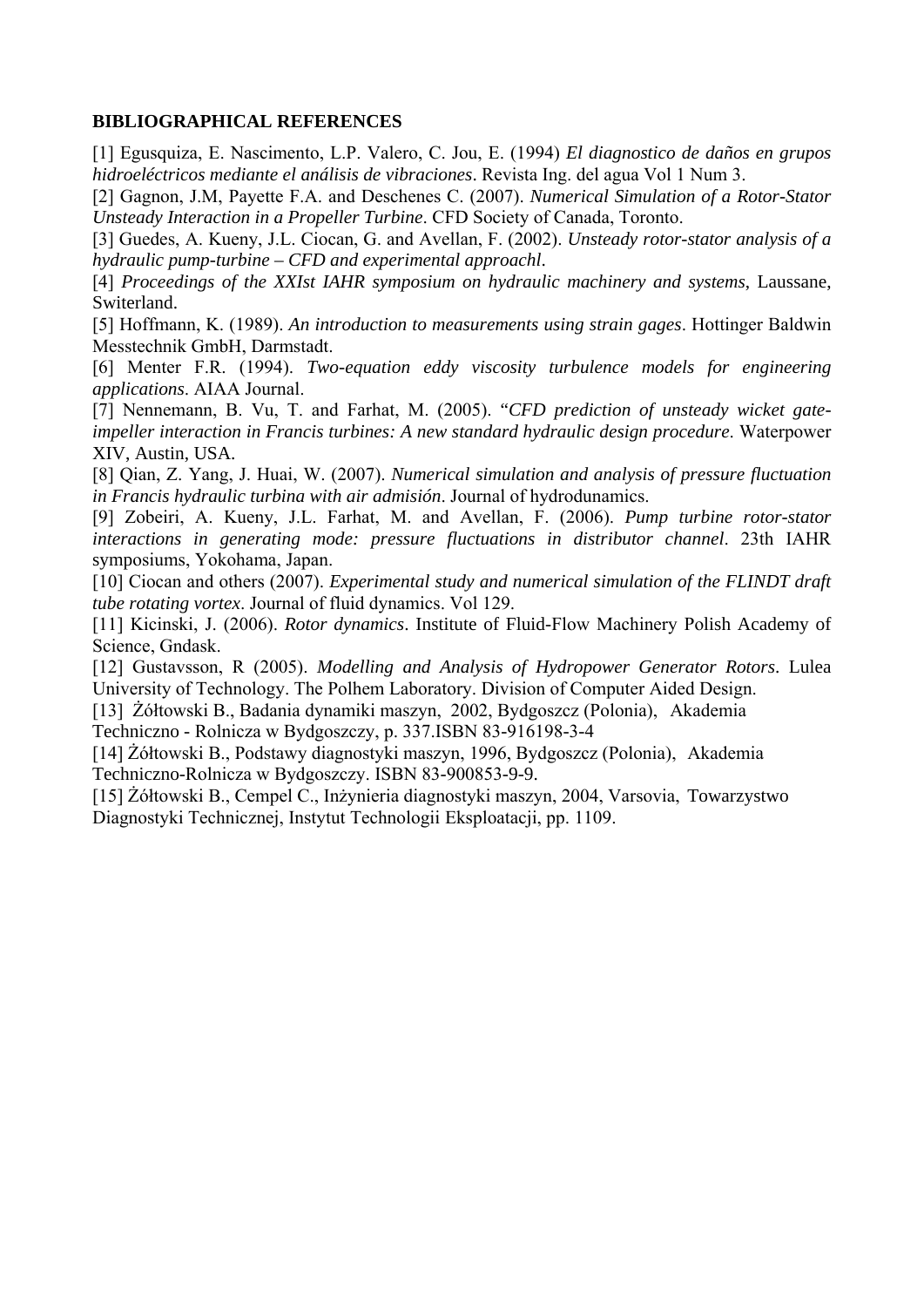**BIBLIOGRAPHICAL REFERENCES**

[1] Egusquiza, E. Nascimento, L.P. Valero, C. Jou, E. (1994) *El diagnostico de daños en grupos hidroeléctricos mediante el análisis de vibraciones*. Revista Ing. del agua Vol 1 Num 3.

[2] Gagnon, J.M, Payette F.A. and Deschenes C. (2007). *Numerical Simulation of a Rotor-Stator Unsteady Interaction in a Propeller Turbine*. CFD Society of Canada, Toronto.

[3] Guedes, A. Kueny, J.L. Ciocan, G. and Avellan, F. (2002). *Unsteady rotor-stator analysis of a hydraulic pump-turbine – CFD and experimental approachl*.

[4] *Proceedings of the XXIst IAHR symposium on hydraulic machinery and systems*, Laussane, Switerland.

[5] Hoffmann, K. (1989). *An introduction to measurements using strain gages*. Hottinger Baldwin Messtechnik GmbH, Darmstadt.

[6] Menter F.R. (1994). *Two-equation eddy viscosity turbulence models for engineering applications*. AIAA Journal.

[7] Nennemann, B. Vu, T. and Farhat, M. (2005). "*CFD prediction of unsteady wicket gate-impeller interaction in Francis turbines: A new standard hydraulic design procedure*. Waterpower XIV, Austin, USA.

[8] Qian, Z. Yang, J. Huai, W. (2007). *Numerical simulation and analysis of pressure fluctuation in Francis hydraulic turbina with air admisión*. Journal of hydrodunamics.

[9] Zobeiri, A. Kueny, J.L. Farhat, M. and Avellan, F. (2006). *Pump turbine rotor-stator interactions in generating mode: pressure fluctuations in distributor channel*. 23th IAHR symposiums, Yokohama, Japan.

[10] Ciocan and others (2007). *Experimental study and numerical simulation of the FLINDT draft tube rotating vortex*. Journal of fluid dynamics. Vol 129.

[11] Kicinski, J. (2006). *Rotor dynamics*. Institute of Fluid-Flow Machinery Polish Academy of Science, Gndask.

[12] Gustavsson, R (2005). *Modelling and Analysis of Hydropower Generator Rotors*. Lulea University of Technology. The Polhem Laboratory. Division of Computer Aided Design.

[13] Żółtowski B., Badania dynamiki maszyn, 2002, Bydgoszcz (Polonia), Akademia Techniczno - Rolnicza w Bydgoszczy, p. 337.ISBN 83-916198-3-4

[14] Żółtowski B., Podstawy diagnostyki maszyn, 1996, Bydgoszcz (Polonia), Akademia Techniczno-Rolnicza w Bydgoszczy. ISBN 83-900853-9-9.

[15] Żółtowski B., Cempel C., Inżynieria diagnostyki maszyn, 2004, Varsovia, Towarzystwo Diagnostyki Technicznej, Instytut Technologii Eksploatacji, pp. 1109.